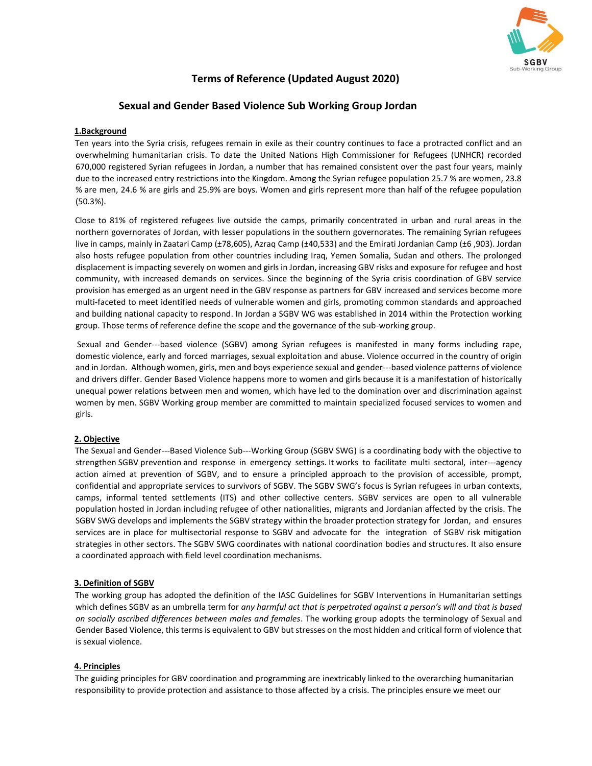# Terms of Reference (Updated August 2020)

## Sexual and Gender Based Violence Sub Working Group Jordan

### 1.Background

Ten years into the Syria crisis, refugees remain in exile as their country continues to face a protracted conflict and an overwhelming humanitarian crisis. To date the United Nations High Commissioner for Refugees (UNHCR) recorded 670,000 registered Syrian refugees in Jordan, a number that has remained consistent over the past four years, mainly due to the increased entry restrictions into the Kingdom. Among the Syrian refugee population 25.7 % are women, 23.8 % are men, 24.6 % are girls and 25.9% are boys. Women and girls represent more than half of the refugee population (50.3%).

Close to 81% of registered refugees live outside the camps, primarily concentrated in urban and rural areas in the northern governorates of Jordan, with lesser populations in the southern governorates. The remaining Syrian refugees live in camps, mainly in Zaatari Camp (±78,605), Azraq Camp (±40,533) and the Emirati Jordanian Camp (±6 ,903). Jordan also hosts refugee population from other countries including Iraq, Yemen Somalia, Sudan and others. The prolonged displacement is impacting severely on women and girls in Jordan, increasing GBV risks and exposure for refugee and host community, with increased demands on services. Since the beginning of the Syria crisis coordination of GBV service provision has emerged as an urgent need in the GBV response as partners for GBV increased and services become more multi-faceted to meet identified needs of vulnerable women and girls, promoting common standards and approached and building national capacity to respond. In Jordan a SGBV WG was established in 2014 within the Protection working group. Those terms of reference define the scope and the governance of the sub-working group.

Sexual and Gender---based violence (SGBV) among Syrian refugees is manifested in many forms including rape, domestic violence, early and forced marriages, sexual exploitation and abuse. Violence occurred in the country of origin and in Jordan. Although women, girls, men and boys experience sexual and gender---based violence patterns of violence and drivers differ. Gender Based Violence happens more to women and girls because it is a manifestation of historically unequal power relations between men and women, which have led to the domination over and discrimination against women by men. SGBV Working group member are committed to maintain specialized focused services to women and girls.

### 2. Objective

The Sexual and Gender---Based Violence Sub---Working Group (SGBV SWG) is a coordinating body with the objective to strengthen SGBV prevention and response in emergency settings. It works to facilitate multi sectoral, inter---agency action aimed at prevention of SGBV, and to ensure a principled approach to the provision of accessible, prompt, confidential and appropriate services to survivors of SGBV. The SGBV SWG's focus is Syrian refugees in urban contexts, camps, informal tented settlements (ITS) and other collective centers. SGBV services are open to all vulnerable population hosted in Jordan including refugee of other nationalities, migrants and Jordanian affected by the crisis. The SGBV SWG develops and implements the SGBV strategy within the broader protection strategy for Jordan, and ensures services are in place for multisectorial response to SGBV and advocate for the integration of SGBV risk mitigation strategies in other sectors. The SGBV SWG coordinates with national coordination bodies and structures. It also ensure a coordinated approach with field level coordination mechanisms.

### 3. Definition of SGBV

The working group has adopted the definition of the IASC Guidelines for SGBV Interventions in Humanitarian settings which defines SGBV as an umbrella term for *any harmful act that is perpetrated against a person's will and that is based on socially ascribed differences between males and females*. The working group adopts the terminology of Sexual and Gender Based Violence, this terms is equivalent to GBV but stresses on the most hidden and critical form of violence that is sexual violence.

### 4. Principles

The guiding principles for GBV coordination and programming are inextricably linked to the overarching humanitarian responsibility to provide protection and assistance to those affected by a crisis. The principles ensure we meet our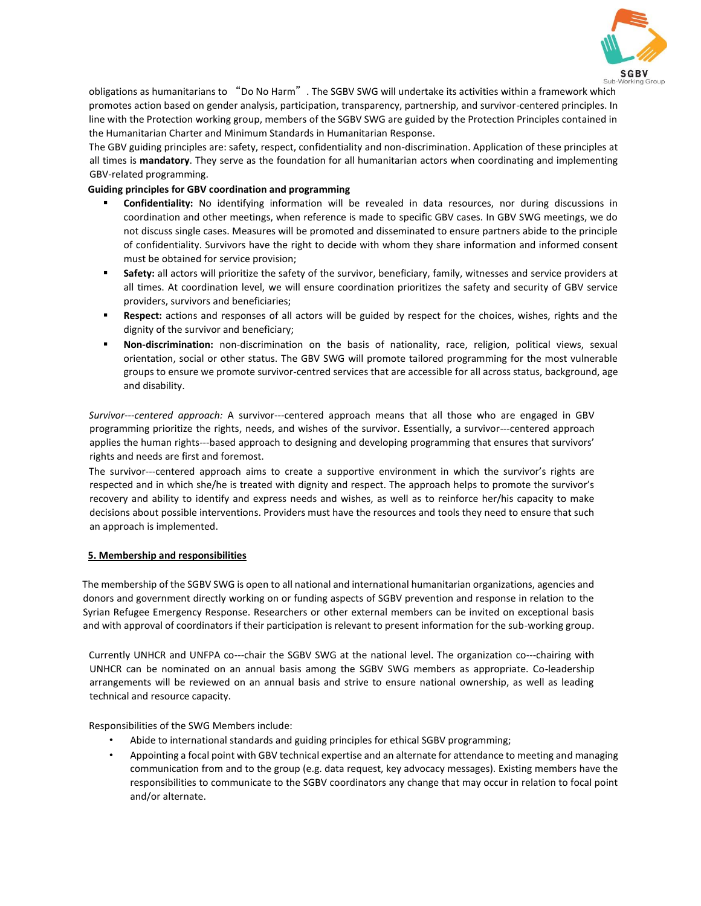obligations as humanitarians to “Do No Harm”. The SGBV SWG will undertake its activities within a framework which promotes action based on gender analysis, participation, transparency, partnership, and survivor-centered principles. In line with the Protection working group, members of the SGBV SWG are guided by the Protection Principles contained in the Humanitarian Charter and Minimum Standards in Humanitarian Response.

The GBV guiding principles are: safety, respect, confidentiality and non-discrimination. Application of these principles at all times is **mandatory**. They serve as the foundation for all humanitarian actors when coordinating and implementing GBV-related programming.

**Guiding principles for GBV coordination and programming**

- **Confidentiality:** No identifying information will be revealed in data resources, nor during discussions in coordination and other meetings, when reference is made to specific GBV cases. In GBV SWG meetings, we do not discuss single cases. Measures will be promoted and disseminated to ensure partners abide to the principle of confidentiality. Survivors have the right to decide with whom they share information and informed consent must be obtained for service provision;
- **Safety:** all actors will prioritize the safety of the survivor, beneficiary, family, witnesses and service providers at all times. At coordination level, we will ensure coordination prioritizes the safety and security of GBV service providers, survivors and beneficiaries;
- **Respect:** actions and responses of all actors will be guided by respect for the choices, wishes, rights and the dignity of the survivor and beneficiary;
- **Non-discrimination:** non-discrimination on the basis of nationality, race, religion, political views, sexual orientation, social or other status. The GBV SWG will promote tailored programming for the most vulnerable groups to ensure we promote survivor-centred services that are accessible for all across status, background, age and disability.

*Survivor---centered approach:* A survivor---centered approach means that all those who are engaged in GBV programming prioritize the rights, needs, and wishes of the survivor. Essentially, a survivor---centered approach applies the human rights---based approach to designing and developing programming that ensures that survivors' rights and needs are first and foremost.

The survivor---centered approach aims to create a supportive environment in which the survivor's rights are respected and in which she/he is treated with dignity and respect. The approach helps to promote the survivor's recovery and ability to identify and express needs and wishes, as well as to reinforce her/his capacity to make decisions about possible interventions. Providers must have the resources and tools they need to ensure that such an approach is implemented.

## 5. Membership and responsibilities

The membership of the SGBV SWG is open to all national and international humanitarian organizations, agencies and donors and government directly working on or funding aspects of SGBV prevention and response in relation to the Syrian Refugee Emergency Response. Researchers or other external members can be invited on exceptional basis and with approval of coordinators if their participation is relevant to present information for the sub-working group.

Currently UNHCR and UNFPA co---chair the SGBV SWG at the national level. The organization co---chairing with UNHCR can be nominated on an annual basis among the SGBV SWG members as appropriate. Co-leadership arrangements will be reviewed on an annual basis and strive to ensure national ownership, as well as leading technical and resource capacity.

Responsibilities of the SWG Members include:

- Abide to international standards and guiding principles for ethical SGBV programming;
- Appointing a focal point with GBV technical expertise and an alternate for attendance to meeting and managing communication from and to the group (e.g. data request, key advocacy messages). Existing members have the responsibilities to communicate to the SGBV coordinators any change that may occur in relation to focal point and/or alternate.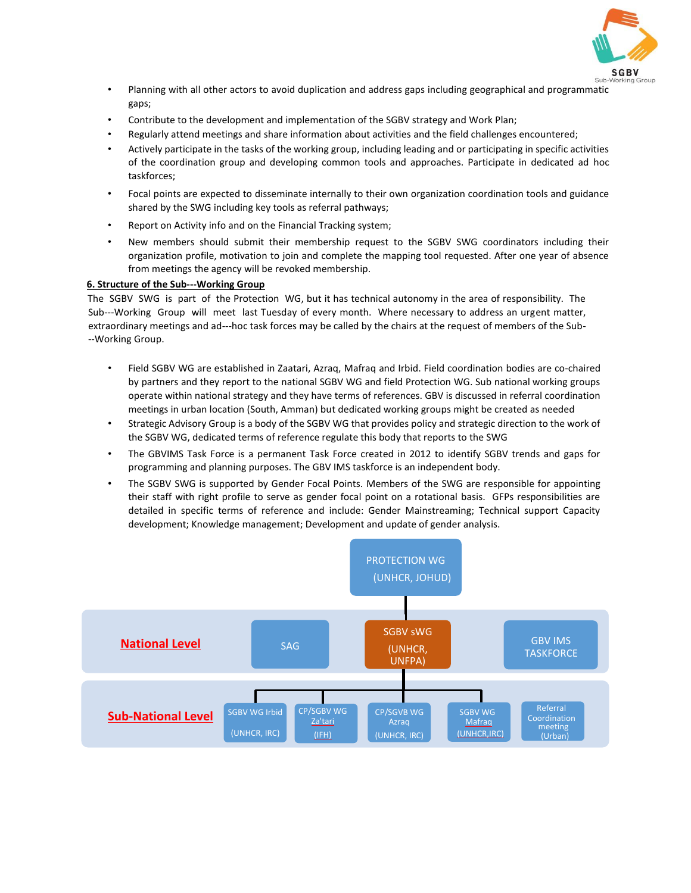- Planning with all other actors to avoid duplication and address gaps including geographical and programmatic gaps;
- Contribute to the development and implementation of the SGBV strategy and Work Plan;
- Regularly attend meetings and share information about activities and the field challenges encountered;
- Actively participate in the tasks of the working group, including leading and or participating in specific activities of the coordination group and developing common tools and approaches. Participate in dedicated ad hoc taskforces;
- Focal points are expected to disseminate internally to their own organization coordination tools and guidance shared by the SWG including key tools as referral pathways;
- Report on Activity info and on the Financial Tracking system;
- New members should submit their membership request to the SGBV SWG coordinators including their organization profile, motivation to join and complete the mapping tool requested. After one year of absence from meetings the agency will be revoked membership.

**6. Structure of the Sub---Working Group**

The SGBV SWG is part of the Protection WG, but it has technical autonomy in the area of responsibility. The Sub---Working Group will meet last Tuesday of every month. Where necessary to address an urgent matter, extraordinary meetings and ad---hoc task forces may be called by the chairs at the request of members of the Sub---Working Group.

- Field SGBV WG are established in Zaatari, Azraq, Mafraq and Irbid. Field coordination bodies are co-chaired by partners and they report to the national SGBV WG and field Protection WG. Sub national working groups operate within national strategy and they have terms of references. GBV is discussed in referral coordination meetings in urban location (South, Amman) but dedicated working groups might be created as needed
- Strategic Advisory Group is a body of the SGBV WG that provides policy and strategic direction to the work of the SGBV WG, dedicated terms of reference regulate this body that reports to the SWG
- The GBVIMS Task Force is a permanent Task Force created in 2012 to identify SGBV trends and gaps for programming and planning purposes. The GBV IMS taskforce is an independent body.
- The SGBV SWG is supported by Gender Focal Points. Members of the SWG are responsible for appointing their staff with right profile to serve as gender focal point on a rotational basis. GFPs responsibilities are detailed in specific terms of reference and include: Gender Mainstreaming; Technical support Capacity development; Knowledge management; Development and update of gender analysis.

PROTECTION WG (UNHCR, JOHUD)

**National Level**: SAG | SGBV sWG (UNHCR, UNFPA) | GBV IMS TASKFORCE

**Sub-National Level**: SGBV WG Irbid (UNHCR, IRC) | CP/SGBV WG Za'tari (IFH) | CP/SGVB WG Azraq (UNHCR, IRC) | SGBV WG Mafraq (UNHCR,IRC) | Referral Coordination meeting (Urban)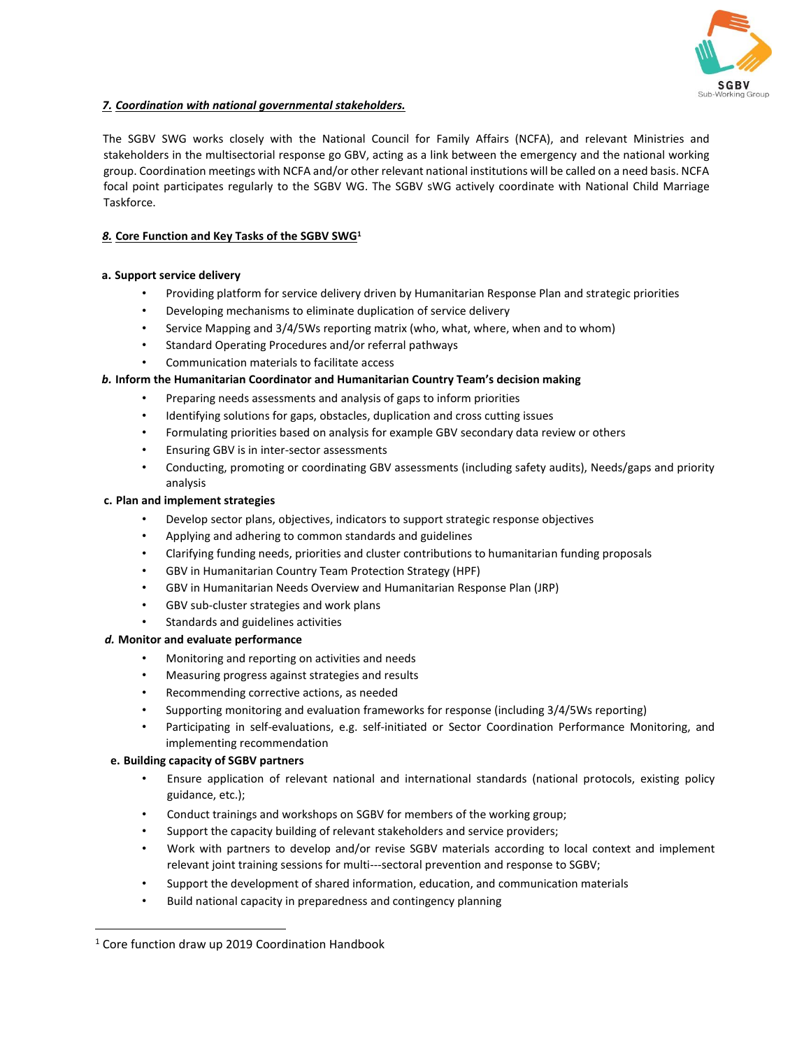## *7. Coordination with national governmental stakeholders.*

The SGBV SWG works closely with the National Council for Family Affairs (NCFA), and relevant Ministries and stakeholders in the multisectorial response go GBV, acting as a link between the emergency and the national working group. Coordination meetings with NCFA and/or other relevant national institutions will be called on a need basis. NCFA focal point participates regularly to the SGBV WG. The SGBV sWG actively coordinate with National Child Marriage Taskforce.

## *8.* Core Function and Key Tasks of the SGBV SWG[1]

### a. Support service delivery

- Providing platform for service delivery driven by Humanitarian Response Plan and strategic priorities
- Developing mechanisms to eliminate duplication of service delivery
- Service Mapping and 3/4/5Ws reporting matrix (who, what, where, when and to whom)
- Standard Operating Procedures and/or referral pathways
- Communication materials to facilitate access

### *b.* Inform the Humanitarian Coordinator and Humanitarian Country Team's decision making

- Preparing needs assessments and analysis of gaps to inform priorities
- Identifying solutions for gaps, obstacles, duplication and cross cutting issues
- Formulating priorities based on analysis for example GBV secondary data review or others
- Ensuring GBV is in inter-sector assessments
- Conducting, promoting or coordinating GBV assessments (including safety audits), Needs/gaps and priority analysis

### c. Plan and implement strategies

- Develop sector plans, objectives, indicators to support strategic response objectives
- Applying and adhering to common standards and guidelines
- Clarifying funding needs, priorities and cluster contributions to humanitarian funding proposals
- GBV in Humanitarian Country Team Protection Strategy (HPF)
- GBV in Humanitarian Needs Overview and Humanitarian Response Plan (JRP)
- GBV sub-cluster strategies and work plans
- Standards and guidelines activities

### *d.* Monitor and evaluate performance

- Monitoring and reporting on activities and needs
- Measuring progress against strategies and results
- Recommending corrective actions, as needed
- Supporting monitoring and evaluation frameworks for response (including 3/4/5Ws reporting)
- Participating in self-evaluations, e.g. self-initiated or Sector Coordination Performance Monitoring, and implementing recommendation

### e. Building capacity of SGBV partners

- Ensure application of relevant national and international standards (national protocols, existing policy guidance, etc.);
- Conduct trainings and workshops on SGBV for members of the working group;
- Support the capacity building of relevant stakeholders and service providers;
- Work with partners to develop and/or revise SGBV materials according to local context and implement relevant joint training sessions for multi---sectoral prevention and response to SGBV;
- Support the development of shared information, education, and communication materials
- Build national capacity in preparedness and contingency planning

---

[1] Core function draw up 2019 Coordination Handbook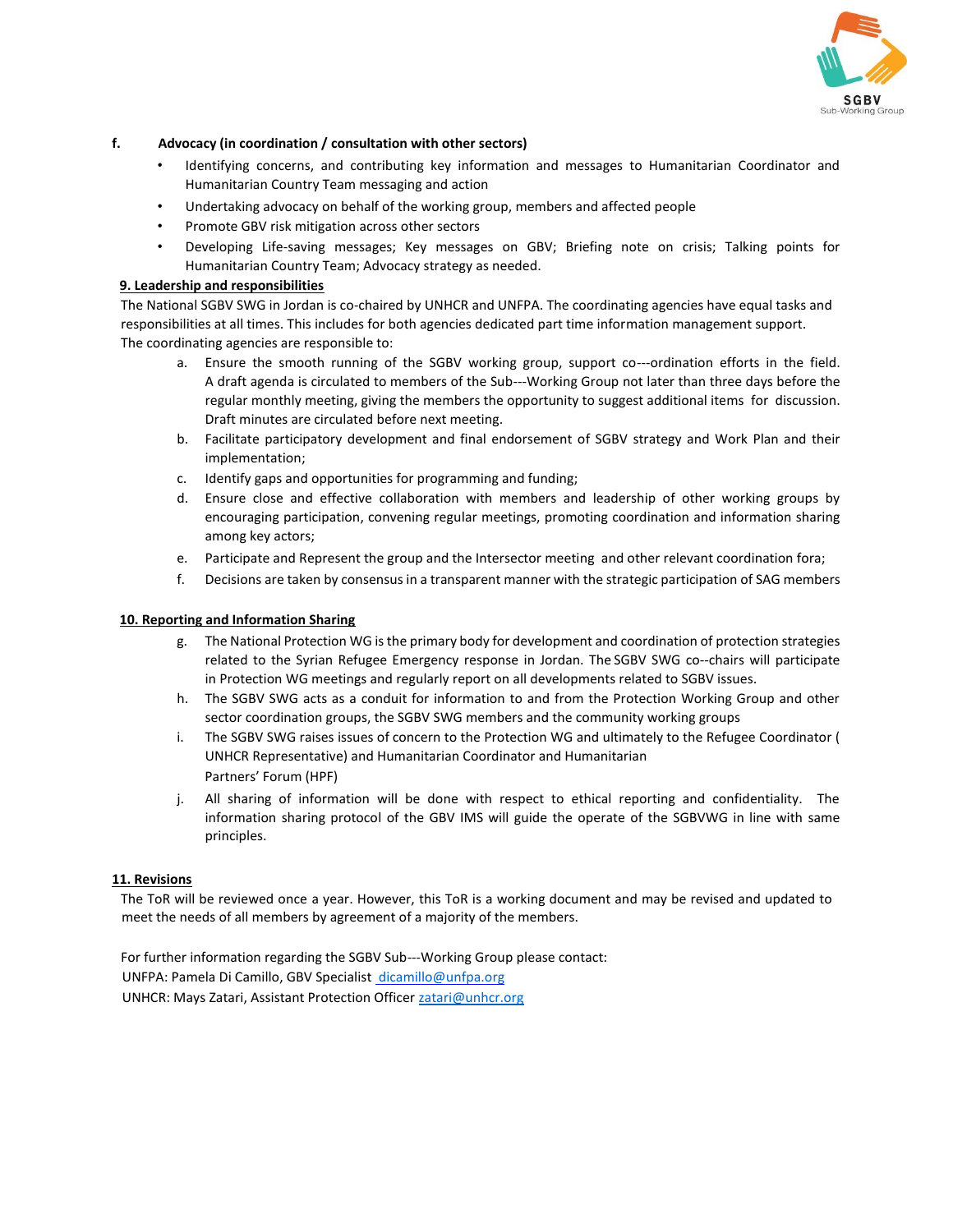**f. Advocacy (in coordination / consultation with other sectors)**

- Identifying concerns, and contributing key information and messages to Humanitarian Coordinator and Humanitarian Country Team messaging and action
- Undertaking advocacy on behalf of the working group, members and affected people
- Promote GBV risk mitigation across other sectors
- Developing Life-saving messages; Key messages on GBV; Briefing note on crisis; Talking points for Humanitarian Country Team; Advocacy strategy as needed.

## 9. Leadership and responsibilities

The National SGBV SWG in Jordan is co-chaired by UNHCR and UNFPA. The coordinating agencies have equal tasks and responsibilities at all times. This includes for both agencies dedicated part time information management support.
The coordinating agencies are responsible to:

a. Ensure the smooth running of the SGBV working group, support co---ordination efforts in the field. A draft agenda is circulated to members of the Sub---Working Group not later than three days before the regular monthly meeting, giving the members the opportunity to suggest additional items for discussion. Draft minutes are circulated before next meeting.

b. Facilitate participatory development and final endorsement of SGBV strategy and Work Plan and their implementation;

c. Identify gaps and opportunities for programming and funding;

d. Ensure close and effective collaboration with members and leadership of other working groups by encouraging participation, convening regular meetings, promoting coordination and information sharing among key actors;

e. Participate and Represent the group and the Intersector meeting and other relevant coordination fora;

f. Decisions are taken by consensus in a transparent manner with the strategic participation of SAG members

## 10. Reporting and Information Sharing

g. The National Protection WG is the primary body for development and coordination of protection strategies related to the Syrian Refugee Emergency response in Jordan. The SGBV SWG co--chairs will participate in Protection WG meetings and regularly report on all developments related to SGBV issues.

h. The SGBV SWG acts as a conduit for information to and from the Protection Working Group and other sector coordination groups, the SGBV SWG members and the community working groups

i. The SGBV SWG raises issues of concern to the Protection WG and ultimately to the Refugee Coordinator ( UNHCR Representative) and Humanitarian Coordinator and Humanitarian Partners' Forum (HPF)

j. All sharing of information will be done with respect to ethical reporting and confidentiality. The information sharing protocol of the GBV IMS will guide the operate of the SGBVWG in line with same principles.

## 11. Revisions

The ToR will be reviewed once a year. However, this ToR is a working document and may be revised and updated to meet the needs of all members by agreement of a majority of the members.

For further information regarding the SGBV Sub---Working Group please contact:
UNFPA: Pamela Di Camillo, GBV Specialist dicamillo@unfpa.org
UNHCR: Mays Zatari, Assistant Protection Officer zatari@unhcr.org